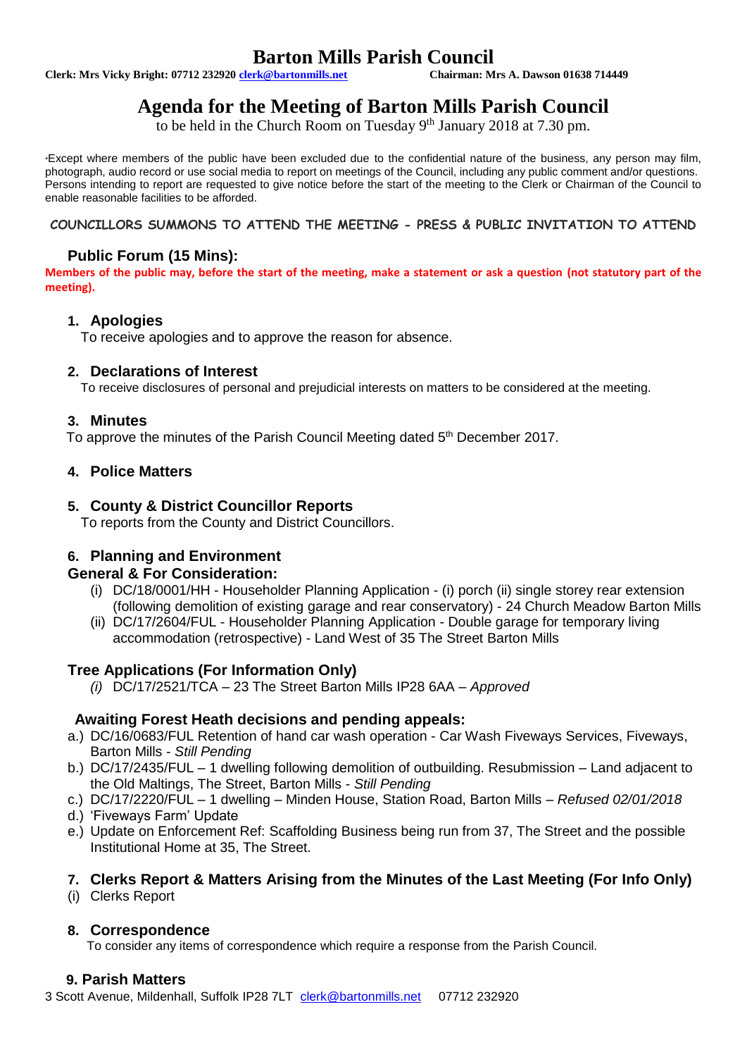# Barton Mills Parish Council

**Clerk: Mrs Vicky Bright: 07712 232920 clerk@bartonmills.net** **Chairman: Mrs A. Dawson 01638 714449**

# Agenda for the Meeting of Barton Mills Parish Council

to be held in the Church Room on Tuesday 9th January 2018 at 7.30 pm.

*Except where members of the public have been excluded due to the confidential nature of the business, any person may film, photograph, audio record or use social media to report on meetings of the Council, including any public comment and/or questions. Persons intending to report are requested to give notice before the start of the meeting to the Clerk or Chairman of the Council to enable reasonable facilities to be afforded.

**COUNCILLORS SUMMONS TO ATTEND THE MEETING - PRESS & PUBLIC INVITATION TO ATTEND**

## Public Forum (15 Mins):

**Members of the public may, before the start of the meeting, make a statement or ask a question (not statutory part of the meeting).**

## 1. Apologies

To receive apologies and to approve the reason for absence.

## 2. Declarations of Interest

To receive disclosures of personal and prejudicial interests on matters to be considered at the meeting.

## 3. Minutes

To approve the minutes of the Parish Council Meeting dated 5th December 2017.

## 4. Police Matters

## 5. County & District Councillor Reports

To reports from the County and District Councillors.

## 6. Planning and Environment

### General & For Consideration:

(i) DC/18/0001/HH - Householder Planning Application - (i) porch (ii) single storey rear extension (following demolition of existing garage and rear conservatory) - 24 Church Meadow Barton Mills

(ii) DC/17/2604/FUL - Householder Planning Application - Double garage for temporary living accommodation (retrospective) - Land West of 35 The Street Barton Mills

### Tree Applications (For Information Only)

*(i)* DC/17/2521/TCA – 23 The Street Barton Mills IP28 6AA – *Approved*

### Awaiting Forest Heath decisions and pending appeals:

a.) DC/16/0683/FUL Retention of hand car wash operation - Car Wash Fiveways Services, Fiveways, Barton Mills - *Still Pending*

b.) DC/17/2435/FUL – 1 dwelling following demolition of outbuilding. Resubmission – Land adjacent to the Old Maltings, The Street, Barton Mills - *Still Pending*

c.) DC/17/2220/FUL – 1 dwelling – Minden House, Station Road, Barton Mills – *Refused 02/01/2018*

d.) 'Fiveways Farm' Update

e.) Update on Enforcement Ref: Scaffolding Business being run from 37, The Street and the possible Institutional Home at 35, The Street.

## 7. Clerks Report & Matters Arising from the Minutes of the Last Meeting (For Info Only)

(i) Clerks Report

## 8. Correspondence

To consider any items of correspondence which require a response from the Parish Council.

## 9. Parish Matters

3 Scott Avenue, Mildenhall, Suffolk IP28 7LT clerk@bartonmills.net 07712 232920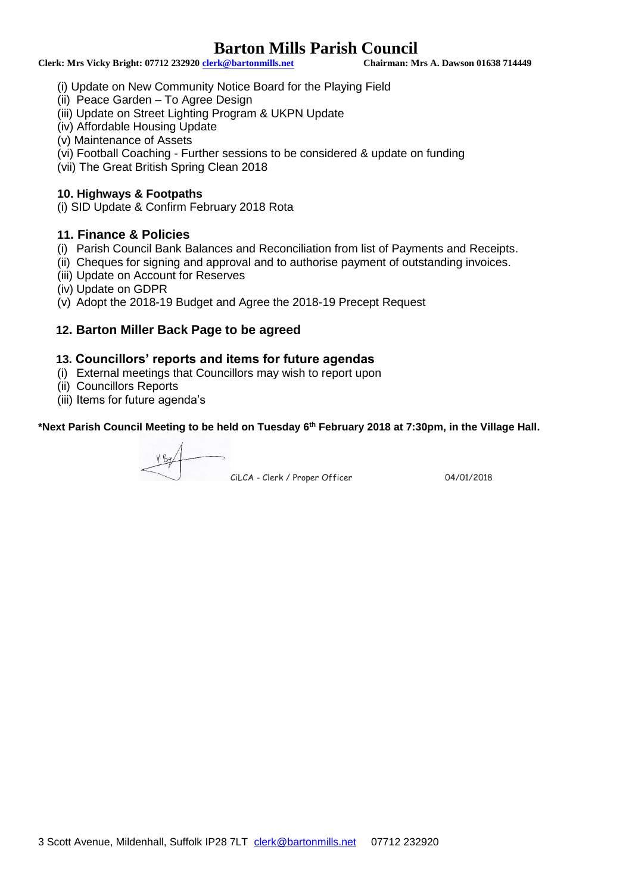# Barton Mills Parish Council

**Clerk: Mrs Vicky Bright: 07712 232920 [clerk@bartonmills.net](mailto:clerk@bartonmills.net)** **Chairman: Mrs A. Dawson 01638 714449**

(i) Update on New Community Notice Board for the Playing Field
(ii) Peace Garden – To Agree Design
(iii) Update on Street Lighting Program & UKPN Update
(iv) Affordable Housing Update
(v) Maintenance of Assets
(vi) Football Coaching - Further sessions to be considered & update on funding
(vii) The Great British Spring Clean 2018

### 10. Highways & Footpaths

(i) SID Update & Confirm February 2018 Rota

### 11. Finance & Policies

(i) Parish Council Bank Balances and Reconciliation from list of Payments and Receipts.
(ii) Cheques for signing and approval and to authorise payment of outstanding invoices.
(iii) Update on Account for Reserves
(iv) Update on GDPR
(v) Adopt the 2018-19 Budget and Agree the 2018-19 Precept Request

### 12. Barton Miller Back Page to be agreed

### 13. Councillors' reports and items for future agendas

(i) External meetings that Councillors may wish to report upon
(ii) Councillors Reports
(iii) Items for future agenda's

**\*Next Parish Council Meeting to be held on Tuesday 6th February 2018 at 7:30pm, in the Village Hall.**

CiLCA - Clerk / Proper Officer 04/01/2018

3 Scott Avenue, Mildenhall, Suffolk IP28 7LT [clerk@bartonmills.net](mailto:clerk@bartonmills.net) 07712 232920